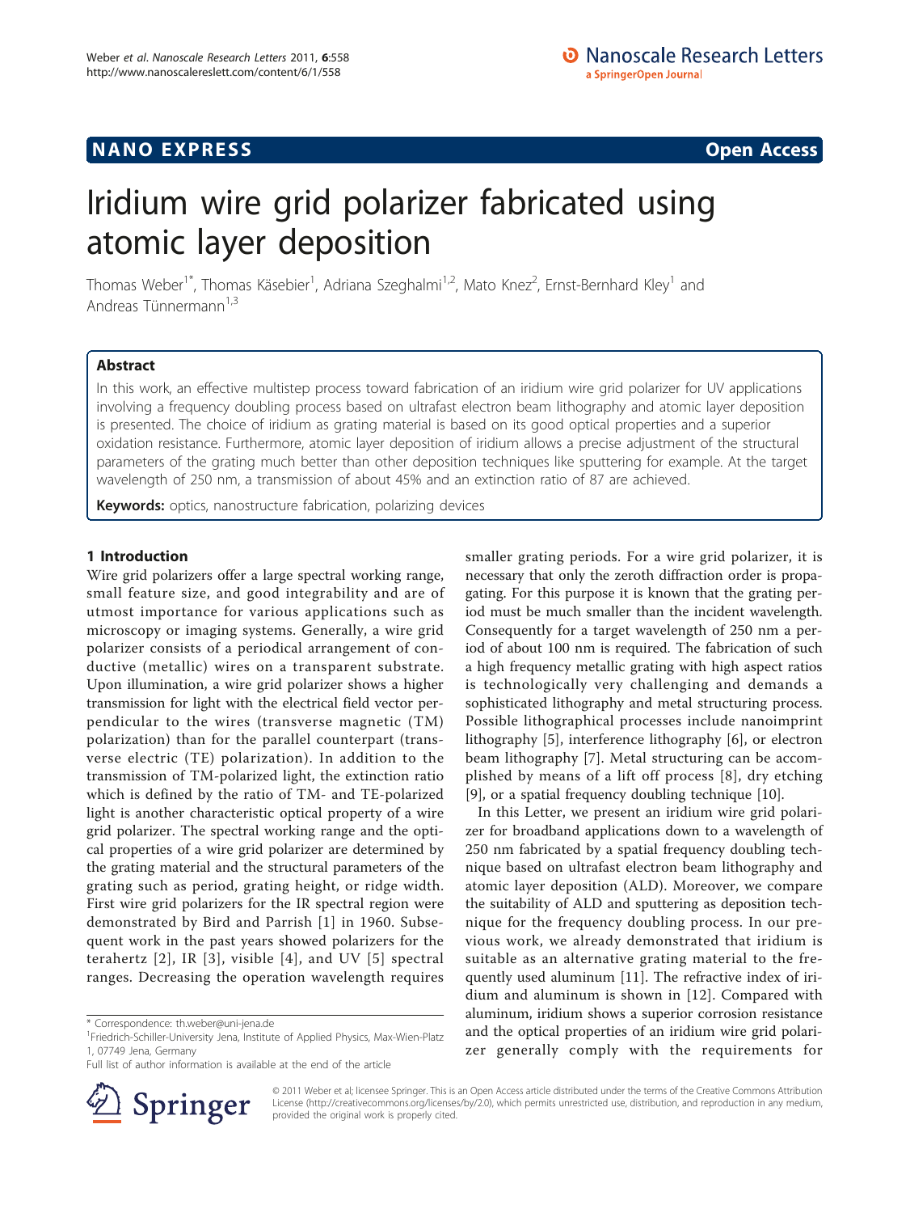NANO EXPRESS **Open Access**

# Iridium wire grid polarizer fabricated using atomic layer deposition

Thomas Weber[1*], Thomas Käsebier[1], Adriana Szeghalmi[1,2], Mato Knez[2], Ernst-Bernhard Kley[1] and Andreas Tünnermann[1,3]

## Abstract

In this work, an effective multistep process toward fabrication of an iridium wire grid polarizer for UV applications involving a frequency doubling process based on ultrafast electron beam lithography and atomic layer deposition is presented. The choice of iridium as grating material is based on its good optical properties and a superior oxidation resistance. Furthermore, atomic layer deposition of iridium allows a precise adjustment of the structural parameters of the grating much better than other deposition techniques like sputtering for example. At the target wavelength of 250 nm, a transmission of about 45% and an extinction ratio of 87 are achieved.

**Keywords:** optics, nanostructure fabrication, polarizing devices

## 1 Introduction

Wire grid polarizers offer a large spectral working range, small feature size, and good integrability and are of utmost importance for various applications such as microscopy or imaging systems. Generally, a wire grid polarizer consists of a periodical arrangement of conductive (metallic) wires on a transparent substrate. Upon illumination, a wire grid polarizer shows a higher transmission for light with the electrical field vector perpendicular to the wires (transverse magnetic (TM) polarization) than for the parallel counterpart (transverse electric (TE) polarization). In addition to the transmission of TM-polarized light, the extinction ratio which is defined by the ratio of TM- and TE-polarized light is another characteristic optical property of a wire grid polarizer. The spectral working range and the optical properties of a wire grid polarizer are determined by the grating material and the structural parameters of the grating such as period, grating height, or ridge width. First wire grid polarizers for the IR spectral region were demonstrated by Bird and Parrish [1] in 1960. Subsequent work in the past years showed polarizers for the terahertz [2], IR [3], visible [4], and UV [5] spectral ranges. Decreasing the operation wavelength requires smaller grating periods. For a wire grid polarizer, it is necessary that only the zeroth diffraction order is propagating. For this purpose it is known that the grating period must be much smaller than the incident wavelength. Consequently for a target wavelength of 250 nm a period of about 100 nm is required. The fabrication of such a high frequency metallic grating with high aspect ratios is technologically very challenging and demands a sophisticated lithography and metal structuring process. Possible lithographical processes include nanoimprint lithography [5], interference lithography [6], or electron beam lithography [7]. Metal structuring can be accomplished by means of a lift off process [8], dry etching [9], or a spatial frequency doubling technique [10].

In this Letter, we present an iridium wire grid polarizer for broadband applications down to a wavelength of 250 nm fabricated by a spatial frequency doubling technique based on ultrafast electron beam lithography and atomic layer deposition (ALD). Moreover, we compare the suitability of ALD and sputtering as deposition technique for the frequency doubling process. In our previous work, we already demonstrated that iridium is suitable as an alternative grating material to the frequently used aluminum [11]. The refractive index of iridium and aluminum is shown in [12]. Compared with aluminum, iridium shows a superior corrosion resistance and the optical properties of an iridium wire grid polarizer generally comply with the requirements for

\* Correspondence: th.weber@uni-jena.de
[1]Friedrich-Schiller-University Jena, Institute of Applied Physics, Max-Wien-Platz 1, 07749 Jena, Germany
Full list of author information is available at the end of the article

© 2011 Weber et al; licensee Springer. This is an Open Access article distributed under the terms of the Creative Commons Attribution License (http://creativecommons.org/licenses/by/2.0), which permits unrestricted use, distribution, and reproduction in any medium, provided the original work is properly cited.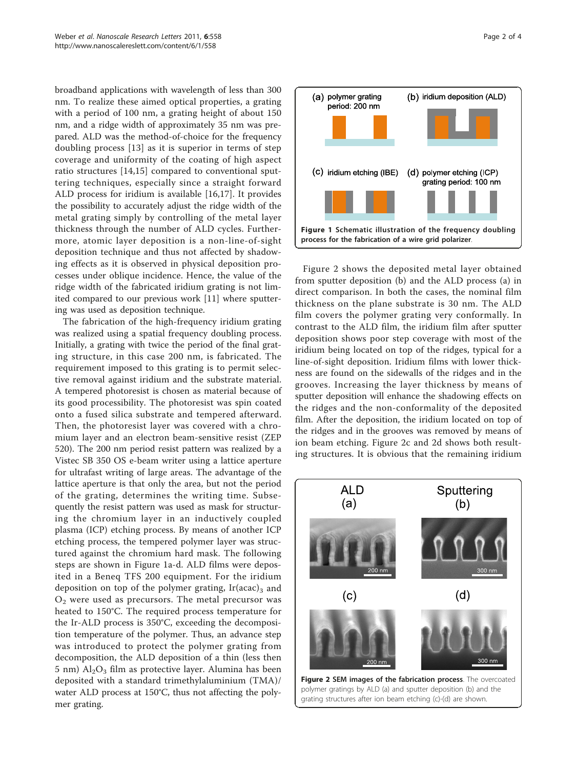broadband applications with wavelength of less than 300 nm. To realize these aimed optical properties, a grating with a period of 100 nm, a grating height of about 150 nm, and a ridge width of approximately 35 nm was prepared. ALD was the method-of-choice for the frequency doubling process [13] as it is superior in terms of step coverage and uniformity of the coating of high aspect ratio structures [14,15] compared to conventional sputtering techniques, especially since a straight forward ALD process for iridium is available [16,17]. It provides the possibility to accurately adjust the ridge width of the metal grating simply by controlling of the metal layer thickness through the number of ALD cycles. Furthermore, atomic layer deposition is a non-line-of-sight deposition technique and thus not affected by shadowing effects as it is observed in physical deposition processes under oblique incidence. Hence, the value of the ridge width of the fabricated iridium grating is not limited compared to our previous work [11] where sputtering was used as deposition technique.

The fabrication of the high-frequency iridium grating was realized using a spatial frequency doubling process. Initially, a grating with twice the period of the final grating structure, in this case 200 nm, is fabricated. The requirement imposed to this grating is to permit selective removal against iridium and the substrate material. A tempered photoresist is chosen as material because of its good processibility. The photoresist was spin coated onto a fused silica substrate and tempered afterward. Then, the photoresist layer was covered with a chromium layer and an electron beam-sensitive resist (ZEP 520). The 200 nm period resist pattern was realized by a Vistec SB 350 OS e-beam writer using a lattice aperture for ultrafast writing of large areas. The advantage of the lattice aperture is that only the area, but not the period of the grating, determines the writing time. Subsequently the resist pattern was used as mask for structuring the chromium layer in an inductively coupled plasma (ICP) etching process. By means of another ICP etching process, the tempered polymer layer was structured against the chromium hard mask. The following steps are shown in Figure 1a-d. ALD films were deposited in a Beneq TFS 200 equipment. For the iridium deposition on top of the polymer grating, $Ir(acac)_3$ and $O_2$ were used as precursors. The metal precursor was heated to 150°C. The required process temperature for the Ir-ALD process is 350°C, exceeding the decomposition temperature of the polymer. Thus, an advance step was introduced to protect the polymer grating from decomposition, the ALD deposition of a thin (less then 5 nm) $Al_2O_3$ film as protective layer. Alumina has been deposited with a standard trimethylaluminium (TMA)/water ALD process at 150°C, thus not affecting the polymer grating.

**Figure 1 Schematic illustration of the frequency doubling process for the fabrication of a wire grid polarizer**.

Figure 2 shows the deposited metal layer obtained from sputter deposition (b) and the ALD process (a) in direct comparison. In both the cases, the nominal film thickness on the plane substrate is 30 nm. The ALD film covers the polymer grating very conformally. In contrast to the ALD film, the iridium film after sputter deposition shows poor step coverage with most of the iridium being located on top of the ridges, typical for a line-of-sight deposition. Iridium films with lower thickness are found on the sidewalls of the ridges and in the grooves. Increasing the layer thickness by means of sputter deposition will enhance the shadowing effects on the ridges and the non-conformality of the deposited film. After the deposition, the iridium located on top of the ridges and in the grooves was removed by means of ion beam etching. Figure 2c and 2d shows both resulting structures. It is obvious that the remaining iridium

**Figure 2 SEM images of the fabrication process**. The overcoated polymer gratings by ALD (a) and sputter deposition (b) and the grating structures after ion beam etching (c)-(d) are shown.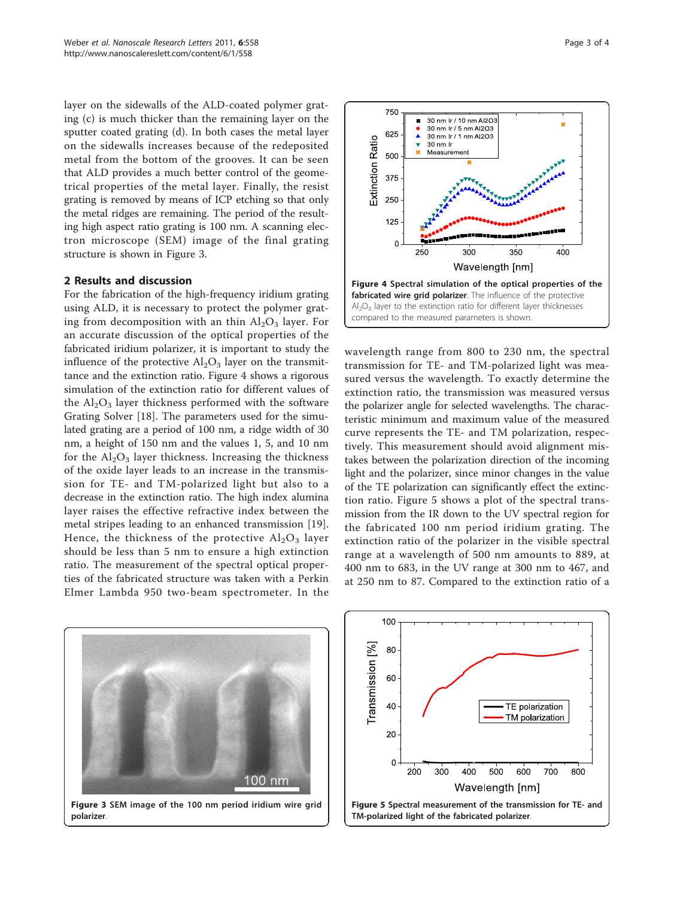layer on the sidewalls of the ALD-coated polymer grating (c) is much thicker than the remaining layer on the sputter coated grating (d). In both cases the metal layer on the sidewalls increases because of the redeposited metal from the bottom of the grooves. It can be seen that ALD provides a much better control of the geometrical properties of the metal layer. Finally, the resist grating is removed by means of ICP etching so that only the metal ridges are remaining. The period of the resulting high aspect ratio grating is 100 nm. A scanning electron microscope (SEM) image of the final grating structure is shown in Figure 3.

## 2 Results and discussion

For the fabrication of the high-frequency iridium grating using ALD, it is necessary to protect the polymer grating from decomposition with an thin $Al_2O_3$ layer. For an accurate discussion of the optical properties of the fabricated iridium polarizer, it is important to study the influence of the protective $Al_2O_3$ layer on the transmittance and the extinction ratio. Figure 4 shows a rigorous simulation of the extinction ratio for different values of the $Al_2O_3$ layer thickness performed with the software Grating Solver [18]. The parameters used for the simulated grating are a period of 100 nm, a ridge width of 30 nm, a height of 150 nm and the values 1, 5, and 10 nm for the $Al_2O_3$ layer thickness. Increasing the thickness of the oxide layer leads to an increase in the transmission for TE- and TM-polarized light but also to a decrease in the extinction ratio. The high index alumina layer raises the effective refractive index between the metal stripes leading to an enhanced transmission [19]. Hence, the thickness of the protective $Al_2O_3$ layer should be less than 5 nm to ensure a high extinction ratio. The measurement of the spectral optical properties of the fabricated structure was taken with a Perkin Elmer Lambda 950 two-beam spectrometer. In the wavelength range from 800 to 230 nm, the spectral transmission for TE- and TM-polarized light was measured versus the wavelength. To exactly determine the extinction ratio, the transmission was measured versus the polarizer angle for selected wavelengths. The characteristic minimum and maximum value of the measured curve represents the TE- and TM polarization, respectively. This measurement should avoid alignment mistakes between the polarization direction of the incoming light and the polarizer, since minor changes in the value of the TE polarization can significantly effect the extinction ratio. Figure 5 shows a plot of the spectral transmission from the IR down to the UV spectral region for the fabricated 100 nm period iridium grating. The extinction ratio of the polarizer in the visible spectral range at a wavelength of 500 nm amounts to 889, at 400 nm to 683, in the UV range at 300 nm to 467, and at 250 nm to 87. Compared to the extinction ratio of a

**Figure 4 Spectral simulation of the optical properties of the fabricated wire grid polarizer**. The influence of the protective $Al_2O_3$ layer to the extinction ratio for different layer thicknesses compared to the measured parameters is shown.

**Figure 3 SEM image of the 100 nm period iridium wire grid polarizer**.

**Figure 5 Spectral measurement of the transmission for TE- and TM-polarized light of the fabricated polarizer**.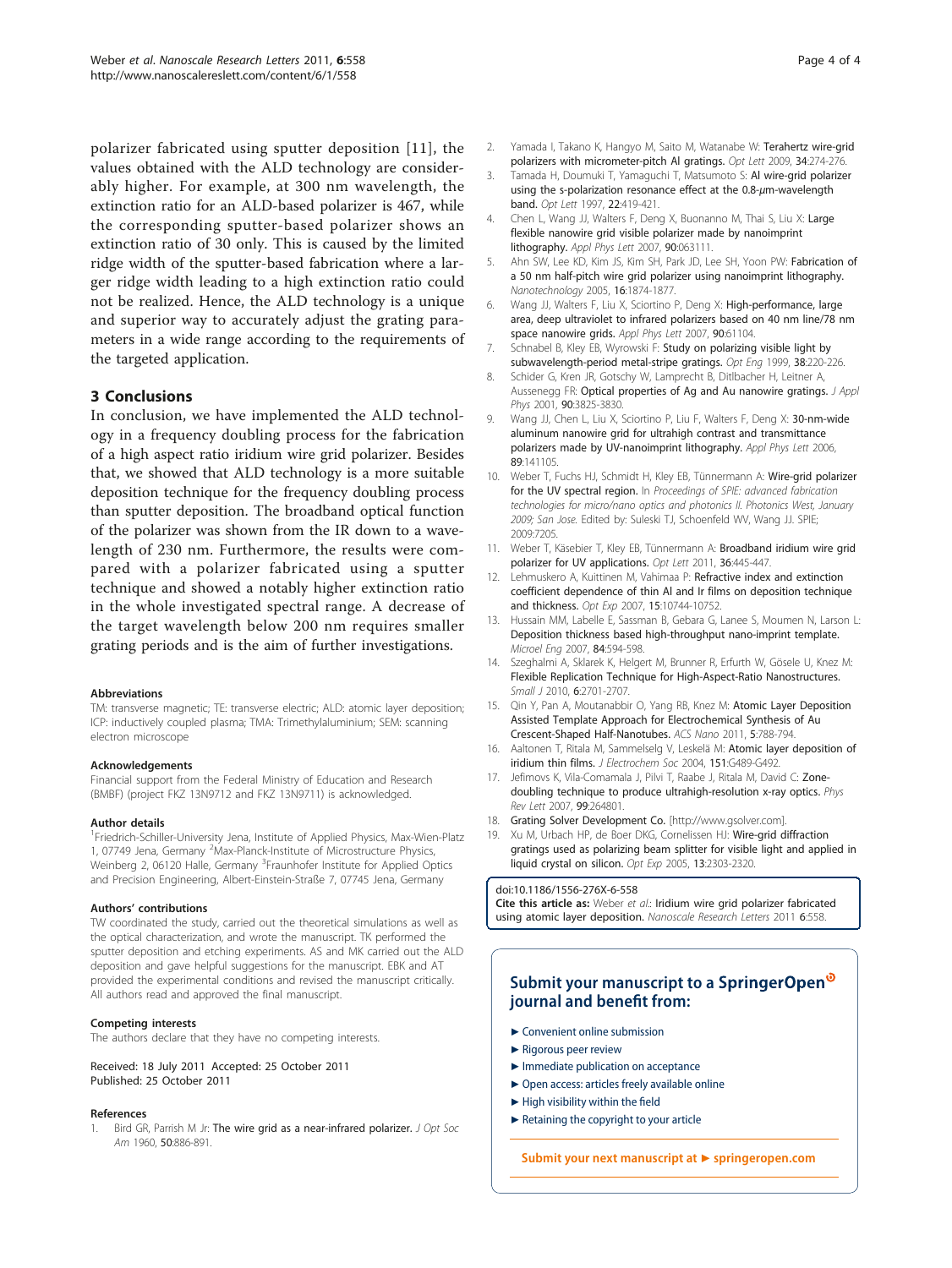polarizer fabricated using sputter deposition [11], the values obtained with the ALD technology are considerably higher. For example, at 300 nm wavelength, the extinction ratio for an ALD-based polarizer is 467, while the corresponding sputter-based polarizer shows an extinction ratio of 30 only. This is caused by the limited ridge width of the sputter-based fabrication where a larger ridge width leading to a high extinction ratio could not be realized. Hence, the ALD technology is a unique and superior way to accurately adjust the grating parameters in a wide range according to the requirements of the targeted application.

## 3 Conclusions

In conclusion, we have implemented the ALD technology in a frequency doubling process for the fabrication of a high aspect ratio iridium wire grid polarizer. Besides that, we showed that ALD technology is a more suitable deposition technique for the frequency doubling process than sputter deposition. The broadband optical function of the polarizer was shown from the IR down to a wavelength of 230 nm. Furthermore, the results were compared with a polarizer fabricated using a sputter technique and showed a notably higher extinction ratio in the whole investigated spectral range. A decrease of the target wavelength below 200 nm requires smaller grating periods and is the aim of further investigations.

#### Abbreviations

TM: transverse magnetic; TE: transverse electric; ALD: atomic layer deposition; ICP: inductively coupled plasma; TMA: Trimethylaluminium; SEM: scanning electron microscope

#### Acknowledgements

Financial support from the Federal Ministry of Education and Research (BMBF) (project FKZ 13N9712 and FKZ 13N9711) is acknowledged.

#### Author details

[1]Friedrich-Schiller-University Jena, Institute of Applied Physics, Max-Wien-Platz 1, 07749 Jena, Germany [2]Max-Planck-Institute of Microstructure Physics, Weinberg 2, 06120 Halle, Germany [3]Fraunhofer Institute for Applied Optics and Precision Engineering, Albert-Einstein-Straße 7, 07745 Jena, Germany

#### Authors' contributions

TW coordinated the study, carried out the theoretical simulations as well as the optical characterization, and wrote the manuscript. TK performed the sputter deposition and etching experiments. AS and MK carried out the ALD deposition and gave helpful suggestions for the manuscript. EBK and AT provided the experimental conditions and revised the manuscript critically. All authors read and approved the final manuscript.

#### Competing interests

The authors declare that they have no competing interests.

Received: 18 July 2011 Accepted: 25 October 2011
Published: 25 October 2011

#### References

1. Bird GR, Parrish M Jr: **The wire grid as a near-infrared polarizer.** *J Opt Soc Am* 1960, **50**:886-891.
2. Yamada I, Takano K, Hangyo M, Saito M, Watanabe W: **Terahertz wire-grid polarizers with micrometer-pitch Al gratings.** *Opt Lett* 2009, **34**:274-276.
3. Tamada H, Doumuki T, Yamaguchi T, Matsumoto S: **Al wire-grid polarizer using the s-polarization resonance effect at the 0.8-μm-wavelength band.** *Opt Lett* 1997, **22**:419-421.
4. Chen L, Wang JJ, Walters F, Deng X, Buonanno M, Thai S, Liu X: **Large flexible nanowire grid visible polarizer made by nanoimprint lithography.** *Appl Phys Lett* 2007, **90**:063111.
5. Ahn SW, Lee KD, Kim JS, Kim SH, Park JD, Lee SH, Yoon PW: **Fabrication of a 50 nm half-pitch wire grid polarizer using nanoimprint lithography.** *Nanotechnology* 2005, **16**:1874-1877.
6. Wang JJ, Walters F, Liu X, Sciortino P, Deng X: **High-performance, large area, deep ultraviolet to infrared polarizers based on 40 nm line/78 nm space nanowire grids.** *Appl Phys Lett* 2007, **90**:61104.
7. Schnabel B, Kley EB, Wyrowski F: **Study on polarizing visible light by subwavelength-period metal-stripe gratings.** *Opt Eng* 1999, **38**:220-226.
8. Schider G, Kren JR, Gotschy W, Lamprecht B, Ditlbacher H, Leitner A, Aussenegg FR: **Optical properties of Ag and Au nanowire gratings.** *J Appl Phys* 2001, **90**:3825-3830.
9. Wang JJ, Chen L, Liu X, Sciortino P, Liu F, Walters F, Deng X: **30-nm-wide aluminum nanowire grid for ultrahigh contrast and transmittance polarizers made by UV-nanoimprint lithography.** *Appl Phys Lett* 2006, **89**:141105.
10. Weber T, Fuchs HJ, Schmidt H, Kley EB, Tünnermann A: **Wire-grid polarizer for the UV spectral region.** In *Proceedings of SPIE: advanced fabrication technologies for micro/nano optics and photonics II. Photonics West, January 2009; San Jose.* Edited by: Suleski TJ, Schoenfeld WV, Wang JJ. SPIE; 2009:7205.
11. Weber T, Käsebier T, Kley EB, Tünnermann A: **Broadband iridium wire grid polarizer for UV applications.** *Opt Lett* 2011, **36**:445-447.
12. Lehmuskero A, Kuittinen M, Vahimaa P: **Refractive index and extinction coefficient dependence of thin Al and Ir films on deposition technique and thickness.** *Opt Exp* 2007, **15**:10744-10752.
13. Hussain MM, Labelle E, Sassman B, Gebara G, Lanee S, Moumen N, Larson L: **Deposition thickness based high-throughput nano-imprint template.** *Microel Eng* 2007, **84**:594-598.
14. Szeghalmi A, Sklarek K, Helgert M, Brunner R, Erfurth W, Gösele U, Knez M: **Flexible Replication Technique for High-Aspect-Ratio Nanostructures.** *Small J* 2010, **6**:2701-2707.
15. Qin Y, Pan A, Moutanabbir O, Yang RB, Knez M: **Atomic Layer Deposition Assisted Template Approach for Electrochemical Synthesis of Au Crescent-Shaped Half-Nanotubes.** *ACS Nano* 2011, **5**:788-794.
16. Aaltonen T, Ritala M, Sammelselg V, Leskelä M: **Atomic layer deposition of iridium thin films.** *J Electrochem Soc* 2004, **151**:G489-G492.
17. Jefimovs K, Vila-Comamala J, Pilvi T, Raabe J, Ritala M, David C: **Zone-doubling technique to produce ultrahigh-resolution x-ray optics.** *Phys Rev Lett* 2007, **99**:264801.
18. Grating Solver Development Co. [http://www.gsolver.com].
19. Xu M, Urbach HP, de Boer DKG, Cornelissen HJ: **Wire-grid diffraction gratings used as polarizing beam splitter for visible light and applied in liquid crystal on silicon.** *Opt Exp* 2005, **13**:2303-2320.

doi:10.1186/1556-276X-6-558
**Cite this article as:** Weber *et al.*: Iridium wire grid polarizer fabricated using atomic layer deposition. *Nanoscale Research Letters* 2011 **6**:558.

**Submit your manuscript to a SpringerOpen journal and benefit from:**

- ► Convenient online submission
- ► Rigorous peer review
- ► Immediate publication on acceptance
- ► Open access: articles freely available online
- ► High visibility within the field
- ► Retaining the copyright to your article

**Submit your next manuscript at ► springeropen.com**